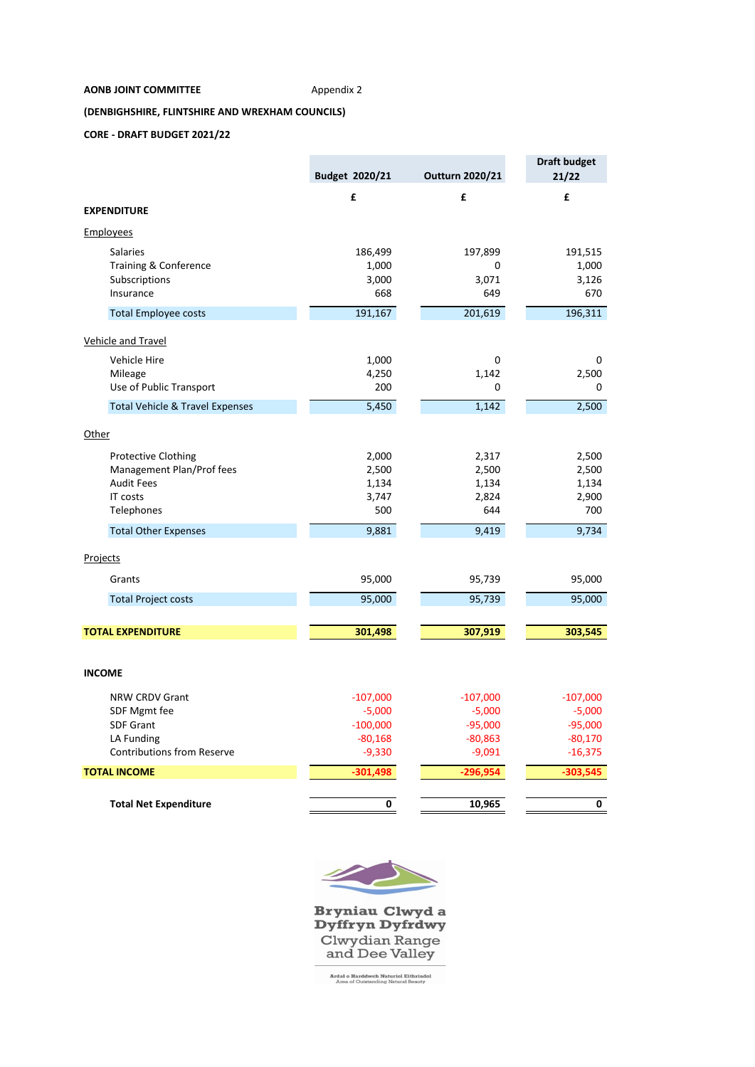**AONB JOINT COMMITTEE** Appendix 2

**(DENBIGHSHIRE, FLINTSHIRE AND WREXHAM COUNCILS)**

**CORE - DRAFT BUDGET 2021/22**

| | Budget 2020/21 | Outturn 2020/21 | Draft budget 21/22 |
|---|---|---|---|
| | £ | £ | £ |
| **EXPENDITURE** | | | |
| Employees | | | |
| Salaries | 186,499 | 197,899 | 191,515 |
| Training & Conference | 1,000 | 0 | 1,000 |
| Subscriptions | 3,000 | 3,071 | 3,126 |
| Insurance | 668 | 649 | 670 |
| Total Employee costs | 191,167 | 201,619 | 196,311 |
| Vehicle and Travel | | | |
| Vehicle Hire | 1,000 | 0 | 0 |
| Mileage | 4,250 | 1,142 | 2,500 |
| Use of Public Transport | 200 | 0 | 0 |
| Total Vehicle & Travel Expenses | 5,450 | 1,142 | 2,500 |
| Other | | | |
| Protective Clothing | 2,000 | 2,317 | 2,500 |
| Management Plan/Prof fees | 2,500 | 2,500 | 2,500 |
| Audit Fees | 1,134 | 1,134 | 1,134 |
| IT costs | 3,747 | 2,824 | 2,900 |
| Telephones | 500 | 644 | 700 |
| Total Other Expenses | 9,881 | 9,419 | 9,734 |
| Projects | | | |
| Grants | 95,000 | 95,739 | 95,000 |
| Total Project costs | 95,000 | 95,739 | 95,000 |
| **TOTAL EXPENDITURE** | **301,498** | **307,919** | **303,545** |
| **INCOME** | | | |
| NRW CRDV Grant | -107,000 | -107,000 | -107,000 |
| SDF Mgmt fee | -5,000 | -5,000 | -5,000 |
| SDF Grant | -100,000 | -95,000 | -95,000 |
| LA Funding | -80,168 | -80,863 | -80,170 |
| Contributions from Reserve | -9,330 | -9,091 | -16,375 |
| **TOTAL INCOME** | **-301,498** | **-296,954** | **-303,545** |
| **Total Net Expenditure** | **0** | **10,965** | **0** |

Bryniau Clwyd a Dyffryn Dyfrdwy
Clwydian Range and Dee Valley
Ardal o Harddwch Naturiol Eithriadol
Area of Outstanding Natural Beauty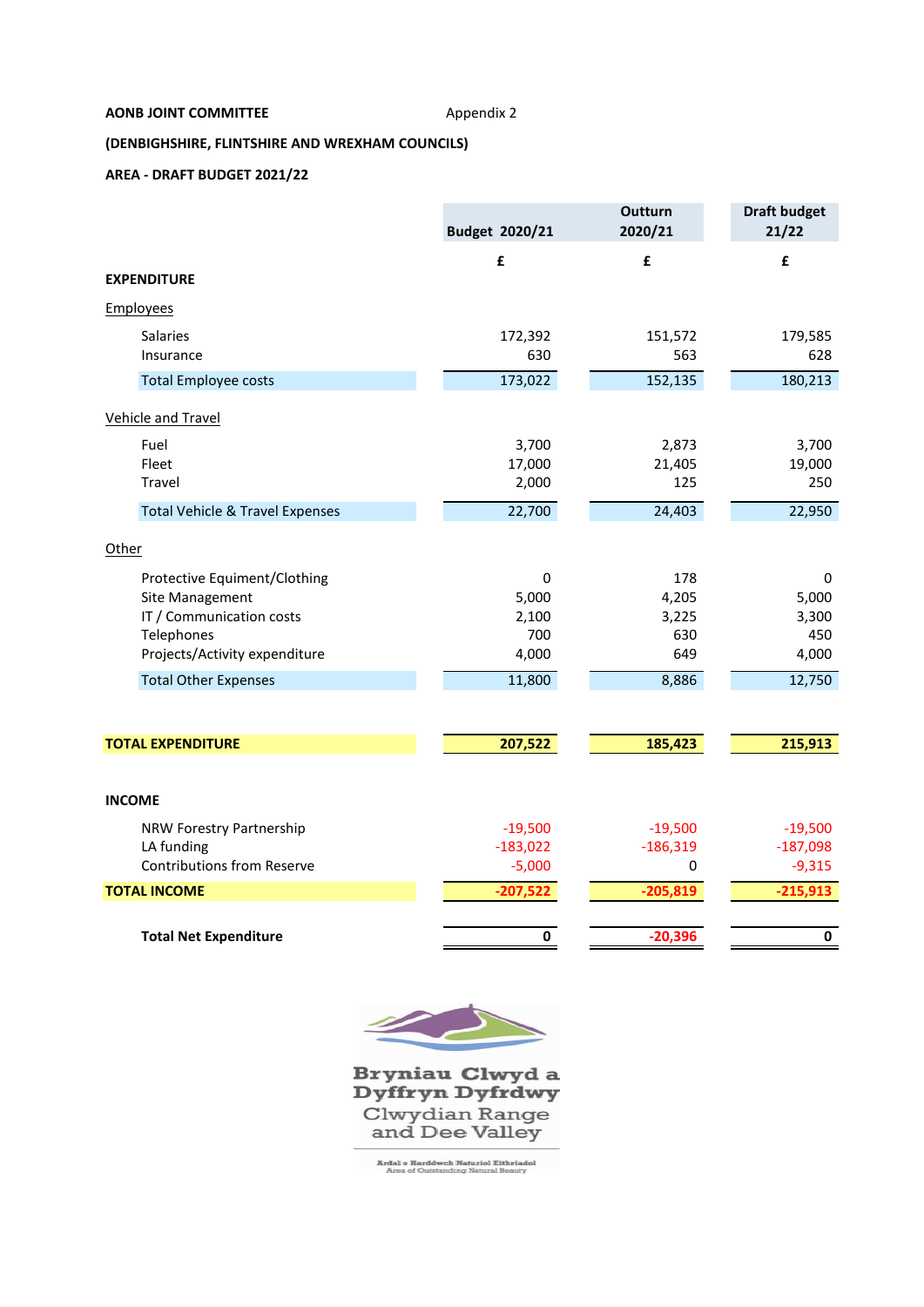**AONB JOINT COMMITTEE** Appendix 2

**(DENBIGHSHIRE, FLINTSHIRE AND WREXHAM COUNCILS)**

**AREA - DRAFT BUDGET 2021/22**

| | Budget 2020/21 | Outturn 2020/21 | Draft budget 21/22 |
|---|---|---|---|
| | £ | £ | £ |
| **EXPENDITURE** | | | |
| Employees | | | |
| Salaries | 172,392 | 151,572 | 179,585 |
| Insurance | 630 | 563 | 628 |
| Total Employee costs | 173,022 | 152,135 | 180,213 |
| Vehicle and Travel | | | |
| Fuel | 3,700 | 2,873 | 3,700 |
| Fleet | 17,000 | 21,405 | 19,000 |
| Travel | 2,000 | 125 | 250 |
| Total Vehicle & Travel Expenses | 22,700 | 24,403 | 22,950 |
| Other | | | |
| Protective Equiment/Clothing | 0 | 178 | 0 |
| Site Management | 5,000 | 4,205 | 5,000 |
| IT / Communication costs | 2,100 | 3,225 | 3,300 |
| Telephones | 700 | 630 | 450 |
| Projects/Activity expenditure | 4,000 | 649 | 4,000 |
| Total Other Expenses | 11,800 | 8,886 | 12,750 |
| **TOTAL EXPENDITURE** | **207,522** | **185,423** | **215,913** |
| **INCOME** | | | |
| NRW Forestry Partnership | -19,500 | -19,500 | -19,500 |
| LA funding | -183,022 | -186,319 | -187,098 |
| Contributions from Reserve | -5,000 | 0 | -9,315 |
| **TOTAL INCOME** | **-207,522** | **-205,819** | **-215,913** |
| **Total Net Expenditure** | **0** | **-20,396** | **0** |

Bryniau Clwyd a Dyffryn Dyfrdwy
Clwydian Range and Dee Valley
Ardal o Harddwch Naturiol Eithriadol
Area of Outstanding Natural Beauty